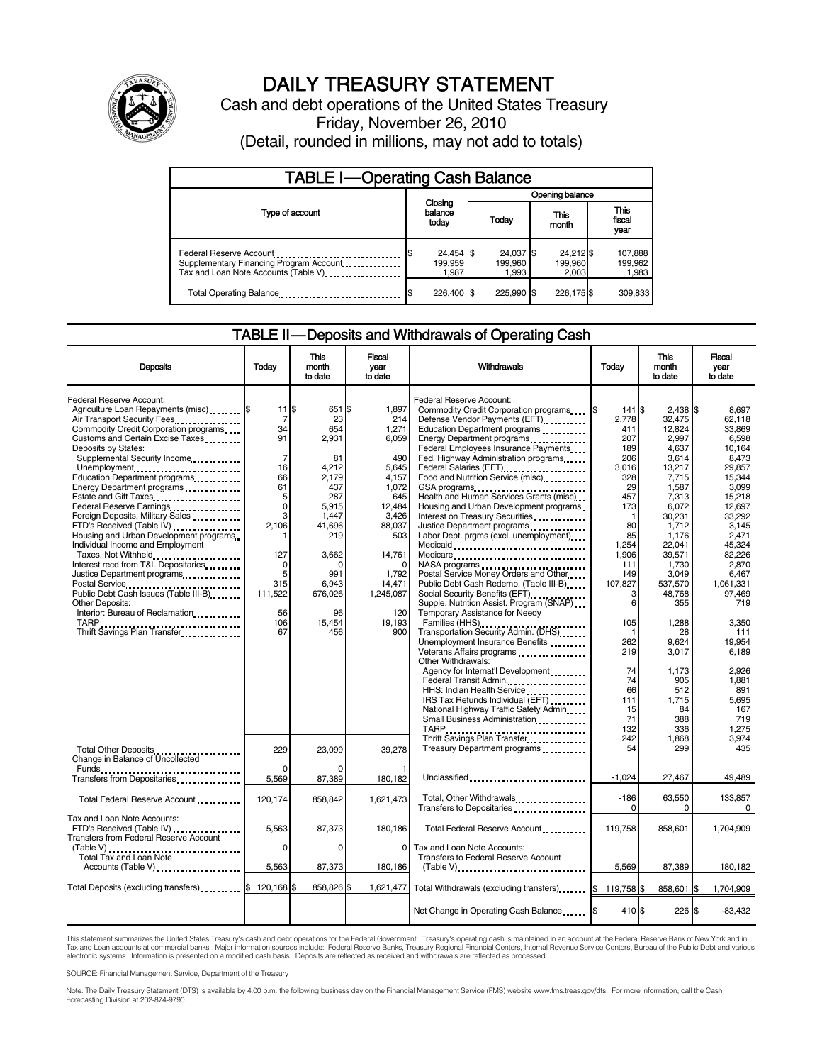# DAILY TREASURY STATEMENT

Cash and debt operations of the United States Treasury

Friday, November 26, 2010

(Detail, rounded in millions, may not add to totals)

## TABLE I—Operating Cash Balance

| Type of account | Closing balance today | Opening balance Today | Opening balance This month | Opening balance This fiscal year |
|---|---|---|---|---|
| Federal Reserve Account | $ 24,454 | $ 24,037 | $ 24,212 | $ 107,888 |
| Supplementary Financing Program Account | 199,959 | 199,960 | 199,960 | 199,962 |
| Tax and Loan Note Accounts (Table V) | 1,987 | 1,993 | 2,003 | 1,983 |
| Total Operating Balance | $ 226,400 | $ 225,990 | $ 226,175 | $ 309,833 |

## TABLE II—Deposits and Withdrawals of Operating Cash

| Deposits | Today | This month to date | Fiscal year to date |
|---|---|---|---|
| Federal Reserve Account: | | | |
| Agriculture Loan Repayments (misc) | $ 11 | $ 651 | $ 1,897 |
| Air Transport Security Fees | 7 | 23 | 214 |
| Commodity Credit Corporation programs | 34 | 654 | 1,271 |
| Customs and Certain Excise Taxes | 91 | 2,931 | 6,059 |
| Deposits by States: | | | |
| Supplemental Security Income | 7 | 81 | 490 |
| Unemployment | 16 | 4,212 | 5,645 |
| Education Department programs | 66 | 2,179 | 4,157 |
| Energy Department programs | 61 | 437 | 1,072 |
| Estate and Gift Taxes | 5 | 287 | 645 |
| Federal Reserve Earnings | 0 | 5,915 | 12,484 |
| Foreign Deposits, Military Sales | 3 | 1,447 | 3,426 |
| FTD's Received (Table IV) | 2,106 | 41,696 | 88,037 |
| Housing and Urban Development programs | 1 | 219 | 503 |
| Individual Income and Employment Taxes, Not Withheld | 127 | 3,662 | 14,761 |
| Interest recd from T&L Depositaries | 0 | 0 | 0 |
| Justice Department programs | 5 | 991 | 1,792 |
| Postal Service | 315 | 6,943 | 14,471 |
| Public Debt Cash Issues (Table III-B) | 111,522 | 676,026 | 1,245,087 |
| Other Deposits: | | | |
| Interior: Bureau of Reclamation | 56 | 96 | 120 |
| TARP | 106 | 15,454 | 19,193 |
| Thrift Savings Plan Transfer | 67 | 456 | 900 |
| Total Other Deposits | 229 | 23,099 | 39,278 |
| Change in Balance of Uncollected Funds | 0 | 0 | 1 |
| Transfers from Depositaries | 5,569 | 87,389 | 180,182 |
| Total Federal Reserve Account | 120,174 | 858,842 | 1,621,473 |
| Tax and Loan Note Accounts: | | | |
| FTD's Received (Table IV) | 5,563 | 87,373 | 180,186 |
| Transfers from Federal Reserve Account (Table V) | 0 | 0 | 0 |
| Total Tax and Loan Note Accounts (Table V) | 5,563 | 87,373 | 180,186 |
| Total Deposits (excluding transfers) | $ 120,168 | $ 858,826 | $ 1,621,477 |

| Withdrawals | Today | This month to date | Fiscal year to date |
|---|---|---|---|
| Federal Reserve Account: | | | |
| Commodity Credit Corporation programs | $ 141 | $ 2,438 | $ 8,697 |
| Defense Vendor Payments (EFT) | 2,778 | 32,475 | 62,118 |
| Education Department programs | 411 | 12,824 | 33,869 |
| Energy Department programs | 207 | 2,997 | 6,598 |
| Federal Employees Insurance Payments | 189 | 4,637 | 10,164 |
| Fed. Highway Administration programs | 206 | 3,614 | 8,473 |
| Federal Salaries (EFT) | 3,016 | 13,217 | 29,857 |
| Food and Nutrition Service (misc) | 328 | 7,715 | 15,344 |
| GSA programs | 29 | 1,587 | 3,099 |
| Health and Human Services Grants (misc) | 457 | 7,313 | 15,218 |
| Housing and Urban Development programs | 173 | 6,072 | 12,697 |
| Interest on Treasury Securities | 1 | 30,231 | 33,292 |
| Justice Department programs | 80 | 1,712 | 3,145 |
| Labor Dept. prgms (excl. unemployment) | 85 | 1,176 | 2,471 |
| Medicaid | 1,254 | 22,041 | 45,324 |
| Medicare | 1,906 | 39,571 | 82,226 |
| NASA programs | 111 | 1,730 | 2,870 |
| Postal Service Money Orders and Other | 149 | 3,049 | 6,467 |
| Public Debt Cash Redemp. (Table III-B) | 107,827 | 537,570 | 1,061,331 |
| Social Security Benefits (EFT) | 3 | 48,768 | 97,469 |
| Supple. Nutrition Assist. Program (SNAP) | 6 | 355 | 719 |
| Temporary Assistance for Needy Families (HHS) | 105 | 1,288 | 3,350 |
| Transportation Security Admin. (DHS) | 1 | 28 | 111 |
| Unemployment Insurance Benefits | 262 | 9,624 | 19,954 |
| Veterans Affairs programs | 219 | 3,017 | 6,189 |
| Other Withdrawals: | | | |
| Agency for Internat'l Development | 74 | 1,173 | 2,926 |
| Federal Transit Admin. | 74 | 905 | 1,881 |
| HHS: Indian Health Service | 66 | 512 | 891 |
| IRS Tax Refunds Individual (EFT) | 111 | 1,715 | 5,695 |
| National Highway Traffic Safety Admin | 15 | 84 | 167 |
| Small Business Administration | 71 | 388 | 719 |
| TARP | 132 | 336 | 1,275 |
| Thrift Savings Plan Transfer | 242 | 1,868 | 3,974 |
| Treasury Department programs | 54 | 299 | 435 |
| Unclassified | -1,024 | 27,467 | 49,489 |
| Total, Other Withdrawals | -186 | 63,550 | 133,857 |
| Transfers to Depositaries | 0 | 0 | 0 |
| Total Federal Reserve Account | 119,758 | 858,601 | 1,704,909 |
| Tax and Loan Note Accounts: | | | |
| Transfers to Federal Reserve Account (Table V) | 5,569 | 87,389 | 180,182 |
| Total Withdrawals (excluding transfers) | $ 119,758 | $ 858,601 | $ 1,704,909 |
| Net Change in Operating Cash Balance | $ 410 | $ 226 | $ -83,432 |

This statement summarizes the United States Treasury's cash and debt operations for the Federal Government. Treasury's operating cash is maintained in an account at the Federal Reserve Bank of New York and in Tax and Loan accounts at commercial banks. Major information sources include: Federal Reserve Banks, Treasury Regional Financial Centers, Internal Revenue Service Centers, Bureau of the Public Debt and various electronic systems. Information is presented on a modified cash basis. Deposits are reflected as received and withdrawals are reflected as processed.

SOURCE: Financial Management Service, Department of the Treasury

Note: The Daily Treasury Statement (DTS) is available by 4:00 p.m. the following business day on the Financial Management Service (FMS) website www.fms.treas.gov/dts. For more information, call the Cash Forecasting Division at 202-874-9790.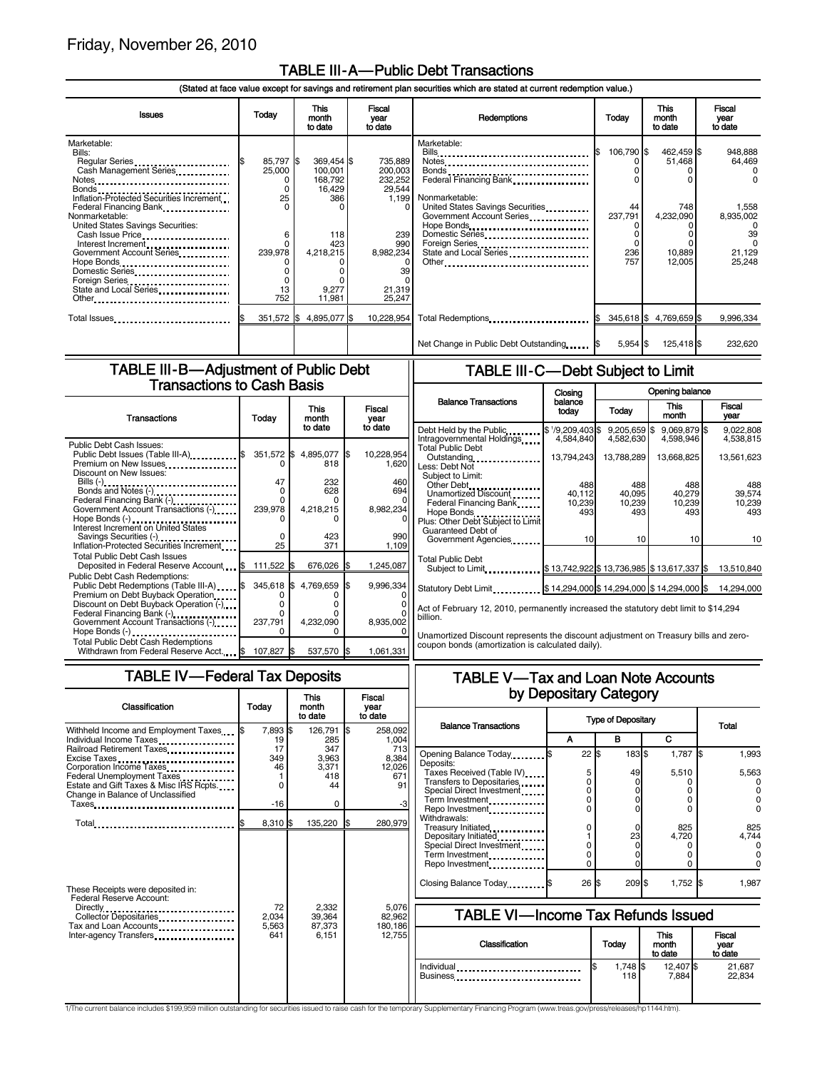Friday, November 26, 2010

## TABLE III-A—Public Debt Transactions

(Stated at face value except for savings and retirement plan securities which are stated at current redemption value.)

| Issues | Today | This month to date | Fiscal year to date |
|---|---|---|---|
| Marketable: | | | |
| Bills: | | | |
| Regular Series | $ 85,797 | $ 369,454 | $ 735,889 |
| Cash Management Series | 25,000 | 100,001 | 200,003 |
| Notes | 0 | 168,792 | 232,252 |
| Bonds | 0 | 16,429 | 29,544 |
| Inflation-Protected Securities Increment | 25 | 386 | 1,199 |
| Federal Financing Bank | 0 | 0 | 0 |
| Nonmarketable: | | | |
| United States Savings Securities: | | | |
| Cash Issue Price | 6 | 118 | 239 |
| Interest Increment | 0 | 423 | 990 |
| Government Account Series | 239,978 | 4,218,215 | 8,982,234 |
| Hope Bonds | 0 | 0 | 0 |
| Domestic Series | 0 | 0 | 39 |
| Foreign Series | 0 | 0 | 0 |
| State and Local Series | 13 | 9,277 | 21,319 |
| Other | 752 | 11,981 | 25,247 |
| Total Issues | $ 351,572 | $ 4,895,077 | $ 10,228,954 |

| Redemptions | Today | This month to date | Fiscal year to date |
|---|---|---|---|
| Marketable: | | | |
| Bills | $ 106,790 | $ 462,459 | $ 948,888 |
| Notes | 0 | 51,468 | 64,469 |
| Bonds | 0 | 0 | 0 |
| Federal Financing Bank | 0 | 0 | 0 |
| Nonmarketable: | | | |
| United States Savings Securities | 44 | 748 | 1,558 |
| Government Account Series | 237,791 | 4,232,090 | 8,935,002 |
| Hope Bonds | 0 | 0 | 0 |
| Domestic Series | 0 | 0 | 39 |
| Foreign Series | 0 | 0 | 0 |
| State and Local Series | 236 | 10,889 | 21,129 |
| Other | 757 | 12,005 | 25,248 |
| Total Redemptions | $ 345,618 | $ 4,769,659 | $ 9,996,334 |
| Net Change in Public Debt Outstanding | $ 5,954 | $ 125,418 | $ 232,620 |

## TABLE III-B—Adjustment of Public Debt Transactions to Cash Basis

| Transactions | Today | This month to date | Fiscal year to date |
|---|---|---|---|
| Public Debt Cash Issues: | | | |
| Public Debt Issues (Table III-A) | $ 351,572 | $ 4,895,077 | $ 10,228,954 |
| Premium on New Issues | 0 | 818 | 1,620 |
| Discount on New Issues: | | | |
| Bills (-) | 47 | 232 | 460 |
| Bonds and Notes (-) | 0 | 628 | 694 |
| Federal Financing Bank (-) | 0 | 0 | 0 |
| Government Account Transactions (-) | 239,978 | 4,218,215 | 8,982,234 |
| Hope Bonds (-) | 0 | 0 | 0 |
| Interest Increment on United States Savings Securities (-) | 0 | 423 | 990 |
| Inflation-Protected Securities Increment | 25 | 371 | 1,109 |
| Total Public Debt Cash Issues Deposited in Federal Reserve Account | $ 111,522 | $ 676,026 | $ 1,245,087 |
| Public Debt Cash Redemptions: | | | |
| Public Debt Redemptions (Table III-A) | $ 345,618 | $ 4,769,659 | $ 9,996,334 |
| Premium on Debt Buyback Operation | 0 | 0 | 0 |
| Discount on Debt Buyback Operation (-) | 0 | 0 | 0 |
| Federal Financing Bank (-) | 0 | 0 | 0 |
| Government Account Transactions (-) | 237,791 | 4,232,090 | 8,935,002 |
| Hope Bonds (-) | 0 | 0 | 0 |
| Total Public Debt Cash Redemptions Withdrawn from Federal Reserve Acct. | $ 107,827 | $ 537,570 | $ 1,061,331 |

## TABLE III-C—Debt Subject to Limit

| Balance Transactions | Closing balance today | Opening balance Today | Opening balance This month | Opening balance Fiscal year |
|---|---|---|---|---|
| Debt Held by the Public | $ [1]9,209,403 | $ 9,205,659 | $ 9,069,879 | $ 9,022,808 |
| Intragovernmental Holdings | 4,584,840 | 4,582,630 | 4,598,946 | 4,538,815 |
| Total Public Debt Outstanding | 13,794,243 | 13,788,289 | 13,668,825 | 13,561,623 |
| Less: Debt Not Subject to Limit: | | | | |
| Other Debt | 488 | 488 | 488 | 488 |
| Unamortized Discount | 40,112 | 40,095 | 40,279 | 39,574 |
| Federal Financing Bank | 10,239 | 10,239 | 10,239 | 10,239 |
| Hope Bonds | 493 | 493 | 493 | 493 |
| Plus: Other Debt Subject to Limit Guaranteed Debt of Government Agencies | 10 | 10 | 10 | 10 |
| Total Public Debt Subject to Limit | $ 13,742,922 | $ 13,736,985 | $ 13,617,337 | $ 13,510,840 |
| Statutory Debt Limit | $ 14,294,000 | $ 14,294,000 | $ 14,294,000 | $ 14,294,000 |

Act of February 12, 2010, permanently increased the statutory debt limit to $14,294 billion.

Unamortized Discount represents the discount adjustment on Treasury bills and zero-coupon bonds (amortization is calculated daily).

## TABLE IV—Federal Tax Deposits

| Classification | Today | This month to date | Fiscal year to date |
|---|---|---|---|
| Withheld Income and Employment Taxes | $ 7,893 | $ 126,791 | $ 258,092 |
| Individual Income Taxes | 19 | 285 | 1,004 |
| Railroad Retirement Taxes | 17 | 347 | 713 |
| Excise Taxes | 349 | 3,963 | 8,384 |
| Corporation Income Taxes | 46 | 3,371 | 12,026 |
| Federal Unemployment Taxes | 1 | 418 | 671 |
| Estate and Gift Taxes & Misc IRS Rcpts. | 0 | 44 | 91 |
| Change in Balance of Unclassified Taxes | -16 | 0 | -3 |
| Total | $ 8,310 | $ 135,220 | $ 280,979 |
| These Receipts were deposited in: | | | |
| Federal Reserve Account: | | | |
| Directly | 72 | 2,332 | 5,076 |
| Collector Depositaries | 2,034 | 39,364 | 82,962 |
| Tax and Loan Accounts | 5,563 | 87,373 | 180,186 |
| Inter-agency Transfers | 641 | 6,151 | 12,755 |

## TABLE V—Tax and Loan Note Accounts by Depositary Category

| Balance Transactions | Type of Depositary A | Type of Depositary B | Type of Depositary C | Total |
|---|---|---|---|---|
| Opening Balance Today | $ 22 | $ 183 | $ 1,787 | $ 1,993 |
| Deposits: | | | | |
| Taxes Received (Table IV) | 5 | 49 | 5,510 | 5,563 |
| Transfers to Depositaries | 0 | 0 | 0 | 0 |
| Special Direct Investment | 0 | 0 | 0 | 0 |
| Term Investment | 0 | 0 | 0 | 0 |
| Repo Investment | 0 | 0 | 0 | 0 |
| Withdrawals: | | | | |
| Treasury Initiated | 0 | 0 | 825 | 825 |
| Depositary Initiated | 1 | 23 | 4,720 | 4,744 |
| Special Direct Investment | 0 | 0 | 0 | 0 |
| Term Investment | 0 | 0 | 0 | 0 |
| Repo Investment | 0 | 0 | 0 | 0 |
| Closing Balance Today | $ 26 | $ 209 | $ 1,752 | $ 1,987 |

## TABLE VI—Income Tax Refunds Issued

| Classification | Today | This month to date | Fiscal year to date |
|---|---|---|---|
| Individual | $ 1,748 | $ 12,407 | $ 21,687 |
| Business | 118 | 7,884 | 22,834 |

1/The current balance includes $199,959 million outstanding for securities issued to raise cash for the temporary Supplementary Financing Program (www.treas.gov/press/releases/hp1144.htm).